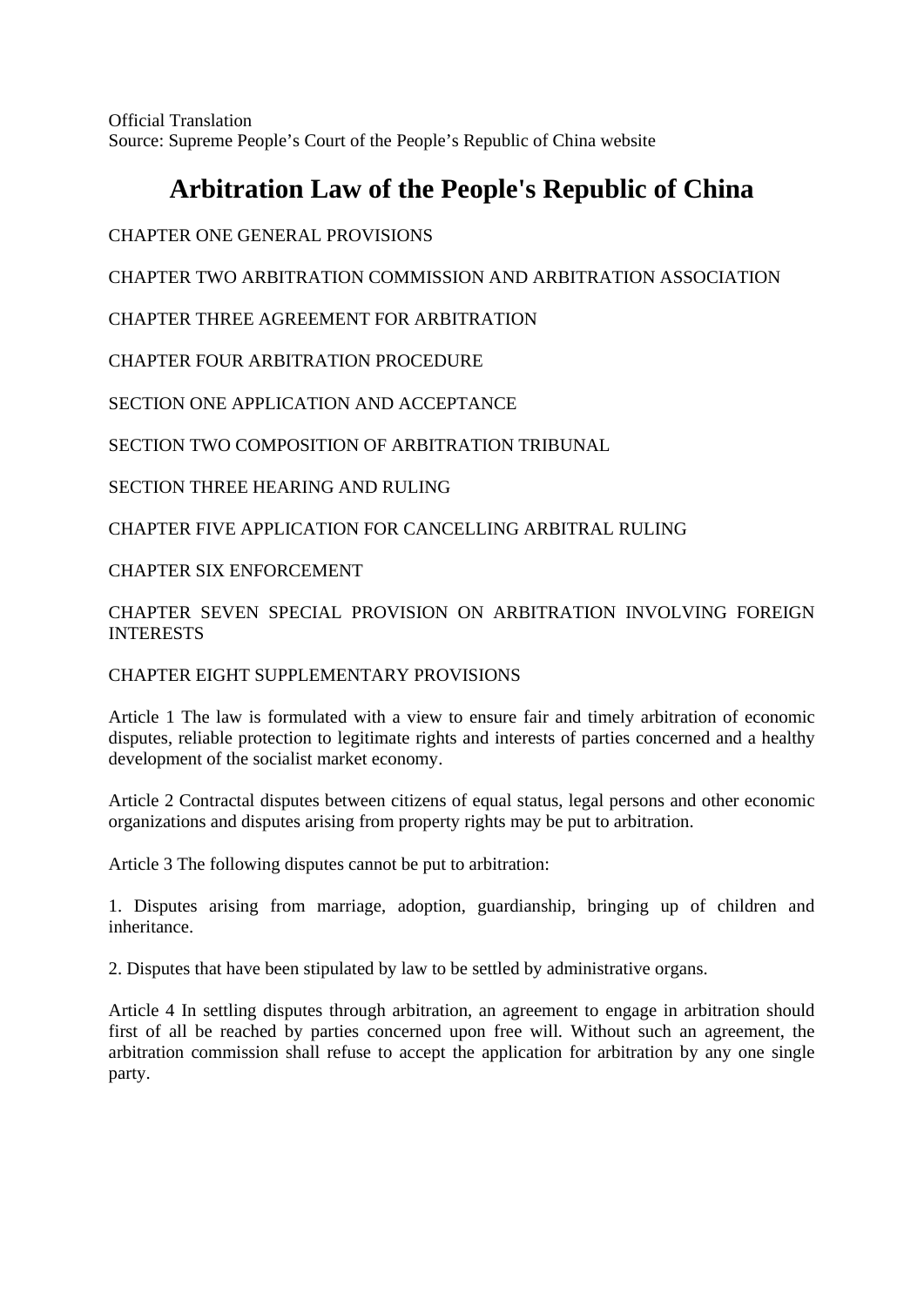Official Translation
Source: Supreme People’s Court of the People’s Republic of China website

# Arbitration Law of the People's Republic of China

CHAPTER ONE GENERAL PROVISIONS

CHAPTER TWO ARBITRATION COMMISSION AND ARBITRATION ASSOCIATION

CHAPTER THREE AGREEMENT FOR ARBITRATION

CHAPTER FOUR ARBITRATION PROCEDURE

SECTION ONE APPLICATION AND ACCEPTANCE

SECTION TWO COMPOSITION OF ARBITRATION TRIBUNAL

SECTION THREE HEARING AND RULING

CHAPTER FIVE APPLICATION FOR CANCELLING ARBITRAL RULING

CHAPTER SIX ENFORCEMENT

CHAPTER SEVEN SPECIAL PROVISION ON ARBITRATION INVOLVING FOREIGN INTERESTS

CHAPTER EIGHT SUPPLEMENTARY PROVISIONS

Article 1 The law is formulated with a view to ensure fair and timely arbitration of economic disputes, reliable protection to legitimate rights and interests of parties concerned and a healthy development of the socialist market economy.

Article 2 Contractal disputes between citizens of equal status, legal persons and other economic organizations and disputes arising from property rights may be put to arbitration.

Article 3 The following disputes cannot be put to arbitration:

1. Disputes arising from marriage, adoption, guardianship, bringing up of children and inheritance.

2. Disputes that have been stipulated by law to be settled by administrative organs.

Article 4 In settling disputes through arbitration, an agreement to engage in arbitration should first of all be reached by parties concerned upon free will. Without such an agreement, the arbitration commission shall refuse to accept the application for arbitration by any one single party.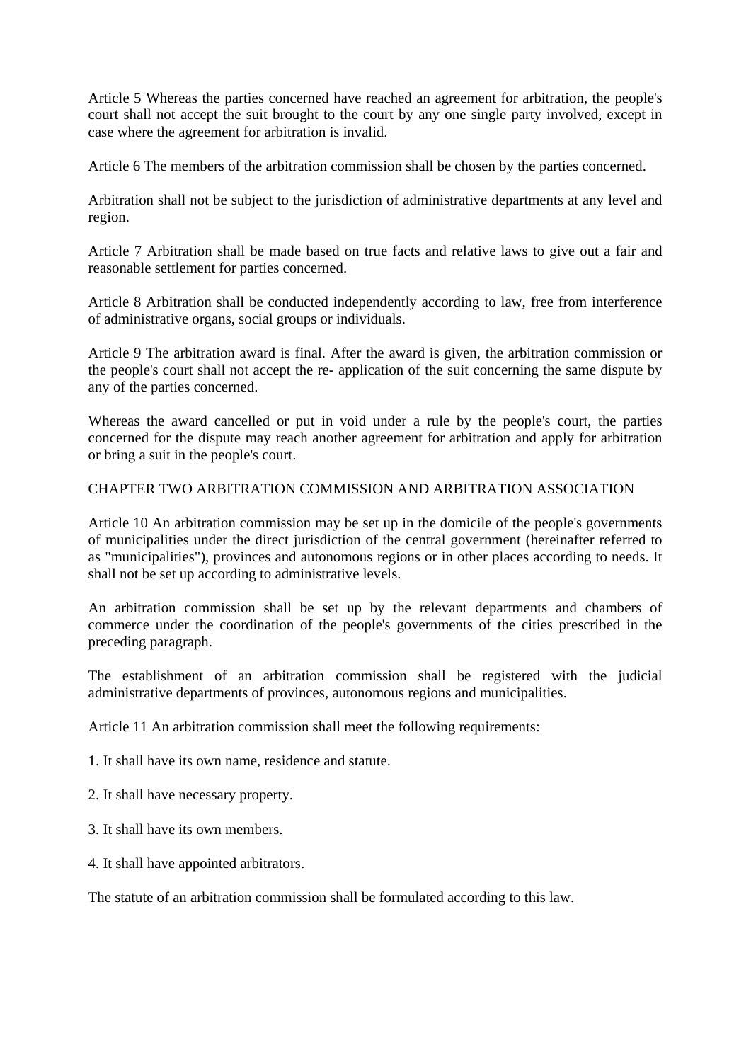Article 5 Whereas the parties concerned have reached an agreement for arbitration, the people's court shall not accept the suit brought to the court by any one single party involved, except in case where the agreement for arbitration is invalid.

Article 6 The members of the arbitration commission shall be chosen by the parties concerned.

Arbitration shall not be subject to the jurisdiction of administrative departments at any level and region.

Article 7 Arbitration shall be made based on true facts and relative laws to give out a fair and reasonable settlement for parties concerned.

Article 8 Arbitration shall be conducted independently according to law, free from interference of administrative organs, social groups or individuals.

Article 9 The arbitration award is final. After the award is given, the arbitration commission or the people's court shall not accept the re- application of the suit concerning the same dispute by any of the parties concerned.

Whereas the award cancelled or put in void under a rule by the people's court, the parties concerned for the dispute may reach another agreement for arbitration and apply for arbitration or bring a suit in the people's court.

## CHAPTER TWO ARBITRATION COMMISSION AND ARBITRATION ASSOCIATION

Article 10 An arbitration commission may be set up in the domicile of the people's governments of municipalities under the direct jurisdiction of the central government (hereinafter referred to as "municipalities"), provinces and autonomous regions or in other places according to needs. It shall not be set up according to administrative levels.

An arbitration commission shall be set up by the relevant departments and chambers of commerce under the coordination of the people's governments of the cities prescribed in the preceding paragraph.

The establishment of an arbitration commission shall be registered with the judicial administrative departments of provinces, autonomous regions and municipalities.

Article 11 An arbitration commission shall meet the following requirements:

1. It shall have its own name, residence and statute.

2. It shall have necessary property.

3. It shall have its own members.

4. It shall have appointed arbitrators.

The statute of an arbitration commission shall be formulated according to this law.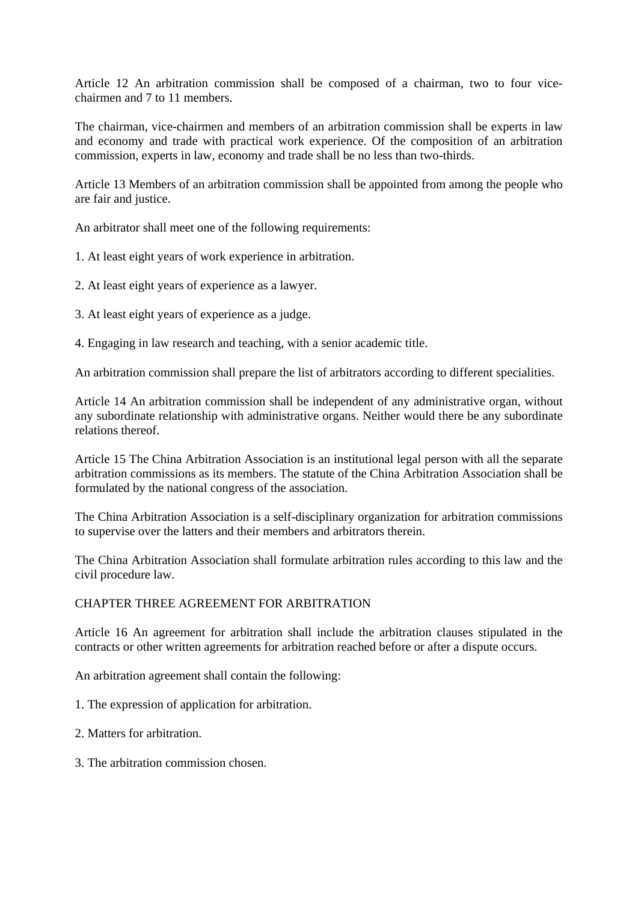Article 12 An arbitration commission shall be composed of a chairman, two to four vice-chairmen and 7 to 11 members.

The chairman, vice-chairmen and members of an arbitration commission shall be experts in law and economy and trade with practical work experience. Of the composition of an arbitration commission, experts in law, economy and trade shall be no less than two-thirds.

Article 13 Members of an arbitration commission shall be appointed from among the people who are fair and justice.

An arbitrator shall meet one of the following requirements:

1. At least eight years of work experience in arbitration.

2. At least eight years of experience as a lawyer.

3. At least eight years of experience as a judge.

4. Engaging in law research and teaching, with a senior academic title.

An arbitration commission shall prepare the list of arbitrators according to different specialities.

Article 14 An arbitration commission shall be independent of any administrative organ, without any subordinate relationship with administrative organs. Neither would there be any subordinate relations thereof.

Article 15 The China Arbitration Association is an institutional legal person with all the separate arbitration commissions as its members. The statute of the China Arbitration Association shall be formulated by the national congress of the association.

The China Arbitration Association is a self-disciplinary organization for arbitration commissions to supervise over the latters and their members and arbitrators therein.

The China Arbitration Association shall formulate arbitration rules according to this law and the civil procedure law.

## CHAPTER THREE AGREEMENT FOR ARBITRATION

Article 16 An agreement for arbitration shall include the arbitration clauses stipulated in the contracts or other written agreements for arbitration reached before or after a dispute occurs.

An arbitration agreement shall contain the following:

1. The expression of application for arbitration.

2. Matters for arbitration.

3. The arbitration commission chosen.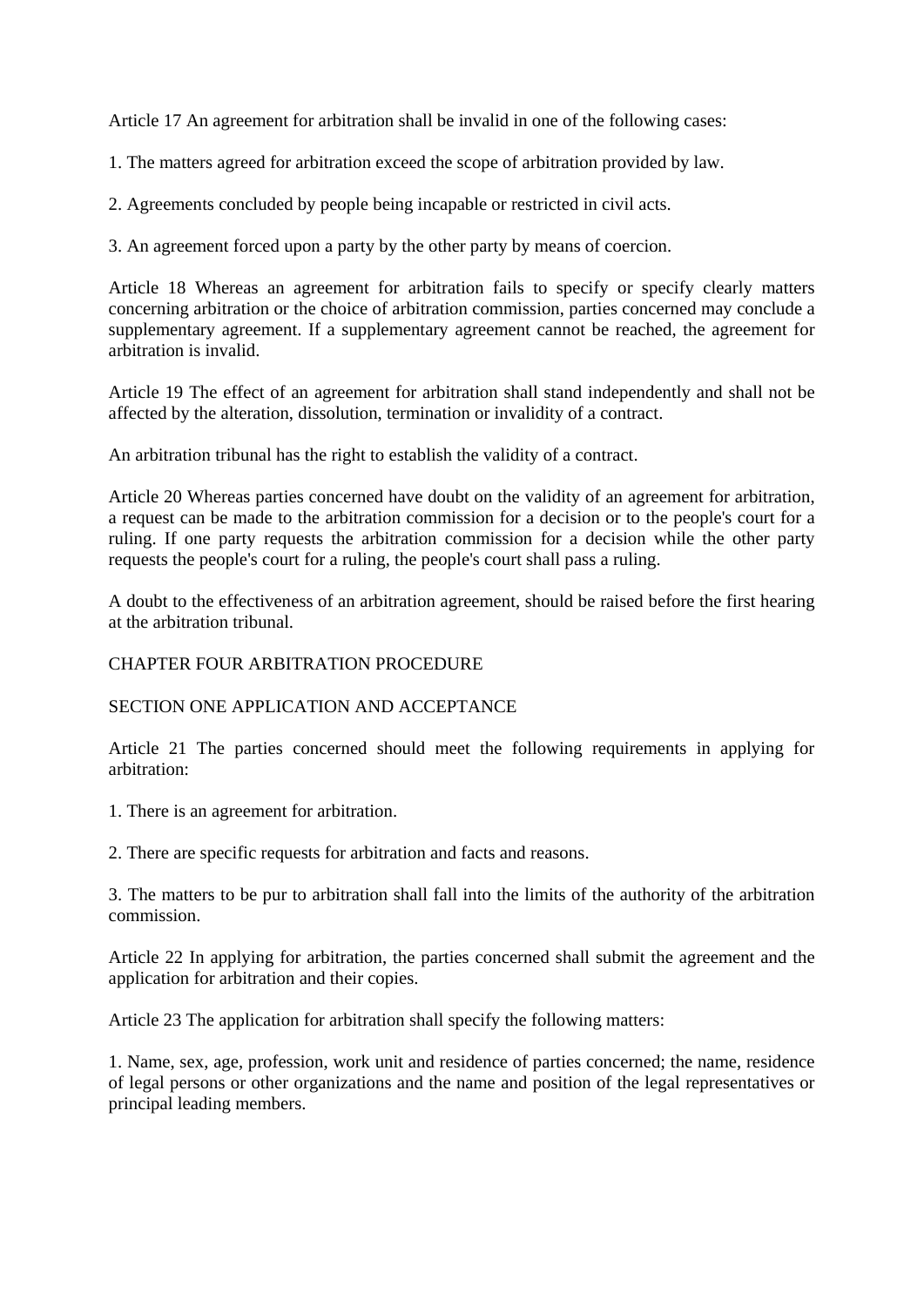Article 17 An agreement for arbitration shall be invalid in one of the following cases:

1. The matters agreed for arbitration exceed the scope of arbitration provided by law.

2. Agreements concluded by people being incapable or restricted in civil acts.

3. An agreement forced upon a party by the other party by means of coercion.

Article 18 Whereas an agreement for arbitration fails to specify or specify clearly matters concerning arbitration or the choice of arbitration commission, parties concerned may conclude a supplementary agreement. If a supplementary agreement cannot be reached, the agreement for arbitration is invalid.

Article 19 The effect of an agreement for arbitration shall stand independently and shall not be affected by the alteration, dissolution, termination or invalidity of a contract.

An arbitration tribunal has the right to establish the validity of a contract.

Article 20 Whereas parties concerned have doubt on the validity of an agreement for arbitration, a request can be made to the arbitration commission for a decision or to the people's court for a ruling. If one party requests the arbitration commission for a decision while the other party requests the people's court for a ruling, the people's court shall pass a ruling.

A doubt to the effectiveness of an arbitration agreement, should be raised before the first hearing at the arbitration tribunal.

## CHAPTER FOUR ARBITRATION PROCEDURE

### SECTION ONE APPLICATION AND ACCEPTANCE

Article 21 The parties concerned should meet the following requirements in applying for arbitration:

1. There is an agreement for arbitration.

2. There are specific requests for arbitration and facts and reasons.

3. The matters to be pur to arbitration shall fall into the limits of the authority of the arbitration commission.

Article 22 In applying for arbitration, the parties concerned shall submit the agreement and the application for arbitration and their copies.

Article 23 The application for arbitration shall specify the following matters:

1. Name, sex, age, profession, work unit and residence of parties concerned; the name, residence of legal persons or other organizations and the name and position of the legal representatives or principal leading members.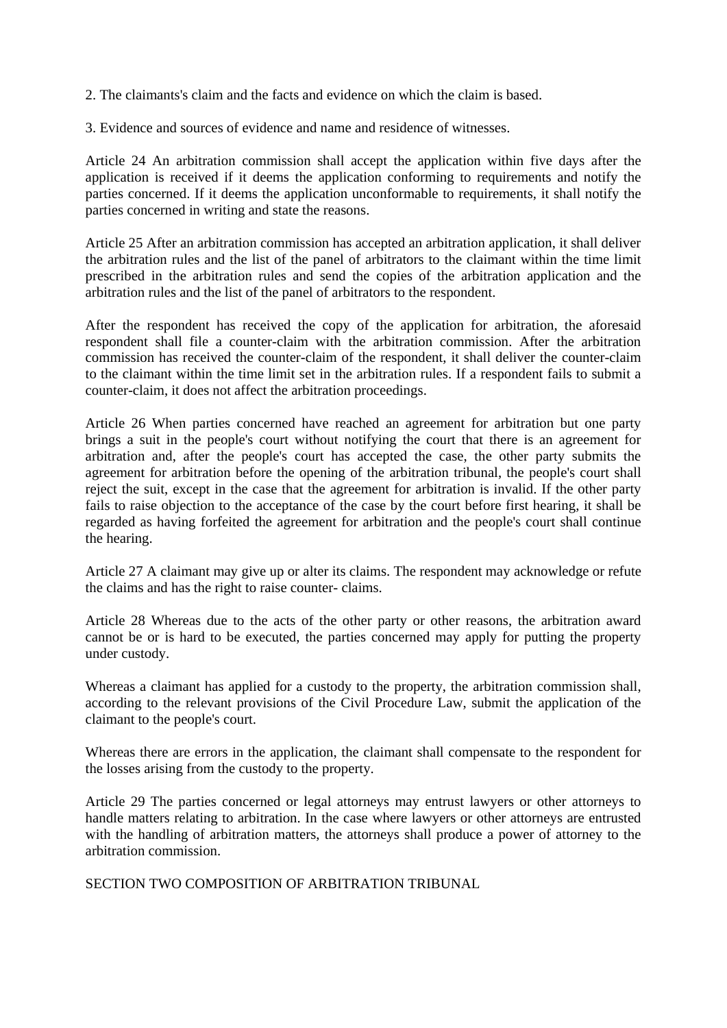2. The claimants's claim and the facts and evidence on which the claim is based.

3. Evidence and sources of evidence and name and residence of witnesses.

Article 24 An arbitration commission shall accept the application within five days after the application is received if it deems the application conforming to requirements and notify the parties concerned. If it deems the application unconformable to requirements, it shall notify the parties concerned in writing and state the reasons.

Article 25 After an arbitration commission has accepted an arbitration application, it shall deliver the arbitration rules and the list of the panel of arbitrators to the claimant within the time limit prescribed in the arbitration rules and send the copies of the arbitration application and the arbitration rules and the list of the panel of arbitrators to the respondent.

After the respondent has received the copy of the application for arbitration, the aforesaid respondent shall file a counter-claim with the arbitration commission. After the arbitration commission has received the counter-claim of the respondent, it shall deliver the counter-claim to the claimant within the time limit set in the arbitration rules. If a respondent fails to submit a counter-claim, it does not affect the arbitration proceedings.

Article 26 When parties concerned have reached an agreement for arbitration but one party brings a suit in the people's court without notifying the court that there is an agreement for arbitration and, after the people's court has accepted the case, the other party submits the agreement for arbitration before the opening of the arbitration tribunal, the people's court shall reject the suit, except in the case that the agreement for arbitration is invalid. If the other party fails to raise objection to the acceptance of the case by the court before first hearing, it shall be regarded as having forfeited the agreement for arbitration and the people's court shall continue the hearing.

Article 27 A claimant may give up or alter its claims. The respondent may acknowledge or refute the claims and has the right to raise counter- claims.

Article 28 Whereas due to the acts of the other party or other reasons, the arbitration award cannot be or is hard to be executed, the parties concerned may apply for putting the property under custody.

Whereas a claimant has applied for a custody to the property, the arbitration commission shall, according to the relevant provisions of the Civil Procedure Law, submit the application of the claimant to the people's court.

Whereas there are errors in the application, the claimant shall compensate to the respondent for the losses arising from the custody to the property.

Article 29 The parties concerned or legal attorneys may entrust lawyers or other attorneys to handle matters relating to arbitration. In the case where lawyers or other attorneys are entrusted with the handling of arbitration matters, the attorneys shall produce a power of attorney to the arbitration commission.

## SECTION TWO COMPOSITION OF ARBITRATION TRIBUNAL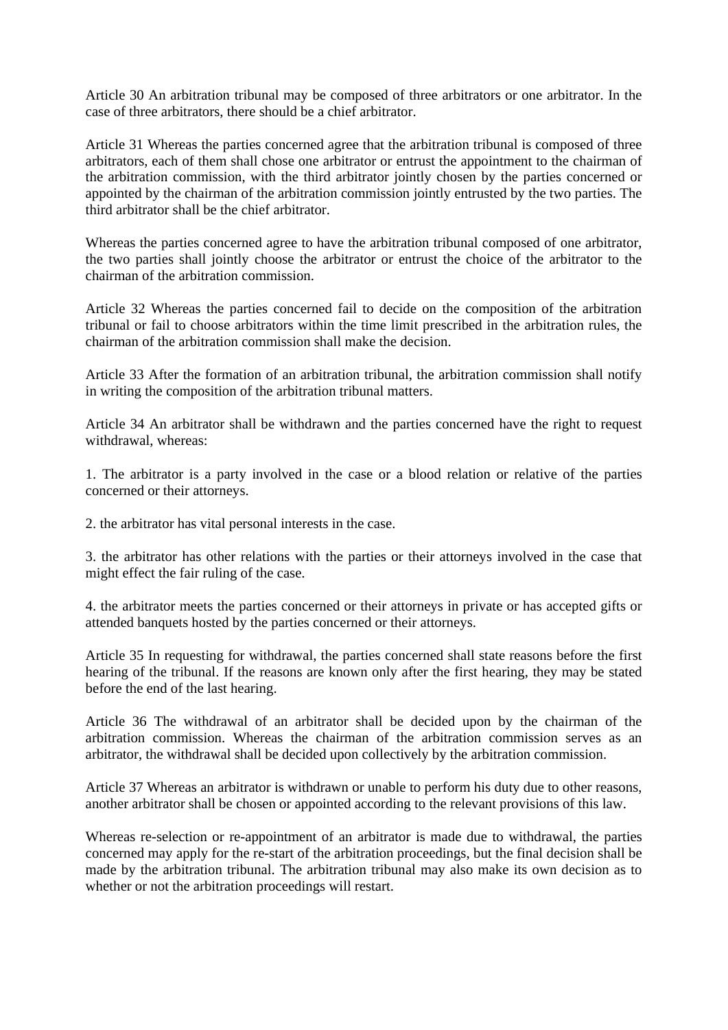Article 30 An arbitration tribunal may be composed of three arbitrators or one arbitrator. In the case of three arbitrators, there should be a chief arbitrator.

Article 31 Whereas the parties concerned agree that the arbitration tribunal is composed of three arbitrators, each of them shall chose one arbitrator or entrust the appointment to the chairman of the arbitration commission, with the third arbitrator jointly chosen by the parties concerned or appointed by the chairman of the arbitration commission jointly entrusted by the two parties. The third arbitrator shall be the chief arbitrator.

Whereas the parties concerned agree to have the arbitration tribunal composed of one arbitrator, the two parties shall jointly choose the arbitrator or entrust the choice of the arbitrator to the chairman of the arbitration commission.

Article 32 Whereas the parties concerned fail to decide on the composition of the arbitration tribunal or fail to choose arbitrators within the time limit prescribed in the arbitration rules, the chairman of the arbitration commission shall make the decision.

Article 33 After the formation of an arbitration tribunal, the arbitration commission shall notify in writing the composition of the arbitration tribunal matters.

Article 34 An arbitrator shall be withdrawn and the parties concerned have the right to request withdrawal, whereas:

1. The arbitrator is a party involved in the case or a blood relation or relative of the parties concerned or their attorneys.

2. the arbitrator has vital personal interests in the case.

3. the arbitrator has other relations with the parties or their attorneys involved in the case that might effect the fair ruling of the case.

4. the arbitrator meets the parties concerned or their attorneys in private or has accepted gifts or attended banquets hosted by the parties concerned or their attorneys.

Article 35 In requesting for withdrawal, the parties concerned shall state reasons before the first hearing of the tribunal. If the reasons are known only after the first hearing, they may be stated before the end of the last hearing.

Article 36 The withdrawal of an arbitrator shall be decided upon by the chairman of the arbitration commission. Whereas the chairman of the arbitration commission serves as an arbitrator, the withdrawal shall be decided upon collectively by the arbitration commission.

Article 37 Whereas an arbitrator is withdrawn or unable to perform his duty due to other reasons, another arbitrator shall be chosen or appointed according to the relevant provisions of this law.

Whereas re-selection or re-appointment of an arbitrator is made due to withdrawal, the parties concerned may apply for the re-start of the arbitration proceedings, but the final decision shall be made by the arbitration tribunal. The arbitration tribunal may also make its own decision as to whether or not the arbitration proceedings will restart.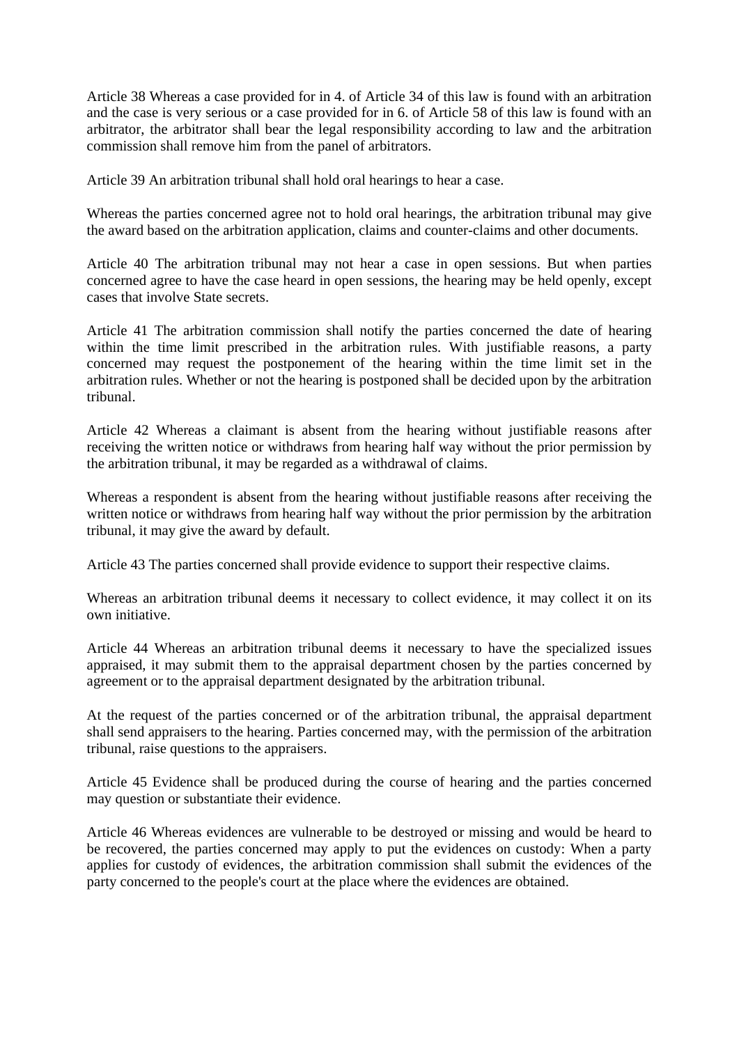Article 38 Whereas a case provided for in 4. of Article 34 of this law is found with an arbitration and the case is very serious or a case provided for in 6. of Article 58 of this law is found with an arbitrator, the arbitrator shall bear the legal responsibility according to law and the arbitration commission shall remove him from the panel of arbitrators.

Article 39 An arbitration tribunal shall hold oral hearings to hear a case.

Whereas the parties concerned agree not to hold oral hearings, the arbitration tribunal may give the award based on the arbitration application, claims and counter-claims and other documents.

Article 40 The arbitration tribunal may not hear a case in open sessions. But when parties concerned agree to have the case heard in open sessions, the hearing may be held openly, except cases that involve State secrets.

Article 41 The arbitration commission shall notify the parties concerned the date of hearing within the time limit prescribed in the arbitration rules. With justifiable reasons, a party concerned may request the postponement of the hearing within the time limit set in the arbitration rules. Whether or not the hearing is postponed shall be decided upon by the arbitration tribunal.

Article 42 Whereas a claimant is absent from the hearing without justifiable reasons after receiving the written notice or withdraws from hearing half way without the prior permission by the arbitration tribunal, it may be regarded as a withdrawal of claims.

Whereas a respondent is absent from the hearing without justifiable reasons after receiving the written notice or withdraws from hearing half way without the prior permission by the arbitration tribunal, it may give the award by default.

Article 43 The parties concerned shall provide evidence to support their respective claims.

Whereas an arbitration tribunal deems it necessary to collect evidence, it may collect it on its own initiative.

Article 44 Whereas an arbitration tribunal deems it necessary to have the specialized issues appraised, it may submit them to the appraisal department chosen by the parties concerned by agreement or to the appraisal department designated by the arbitration tribunal.

At the request of the parties concerned or of the arbitration tribunal, the appraisal department shall send appraisers to the hearing. Parties concerned may, with the permission of the arbitration tribunal, raise questions to the appraisers.

Article 45 Evidence shall be produced during the course of hearing and the parties concerned may question or substantiate their evidence.

Article 46 Whereas evidences are vulnerable to be destroyed or missing and would be heard to be recovered, the parties concerned may apply to put the evidences on custody: When a party applies for custody of evidences, the arbitration commission shall submit the evidences of the party concerned to the people's court at the place where the evidences are obtained.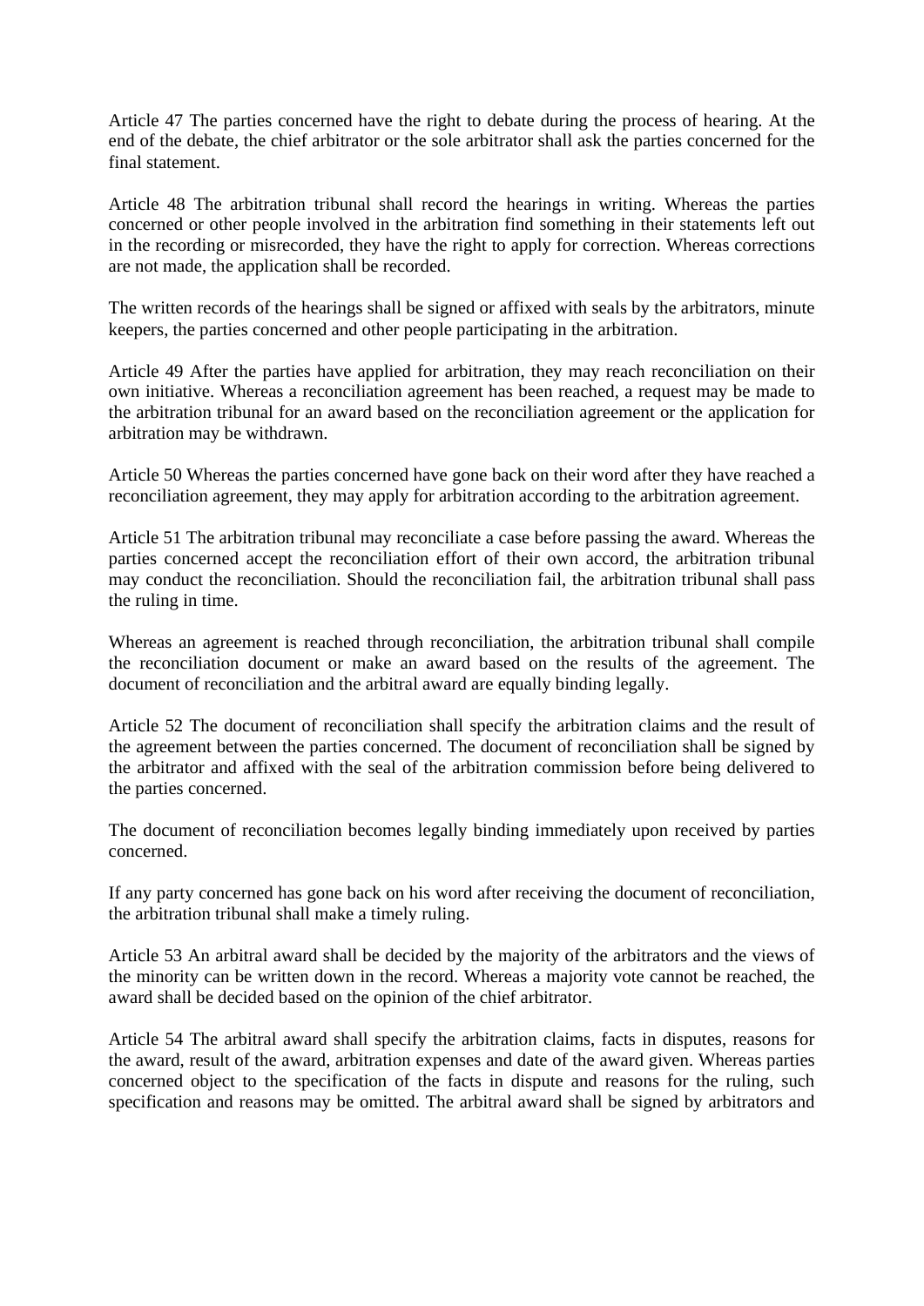Article 47 The parties concerned have the right to debate during the process of hearing. At the end of the debate, the chief arbitrator or the sole arbitrator shall ask the parties concerned for the final statement.

Article 48 The arbitration tribunal shall record the hearings in writing. Whereas the parties concerned or other people involved in the arbitration find something in their statements left out in the recording or misrecorded, they have the right to apply for correction. Whereas corrections are not made, the application shall be recorded.

The written records of the hearings shall be signed or affixed with seals by the arbitrators, minute keepers, the parties concerned and other people participating in the arbitration.

Article 49 After the parties have applied for arbitration, they may reach reconciliation on their own initiative. Whereas a reconciliation agreement has been reached, a request may be made to the arbitration tribunal for an award based on the reconciliation agreement or the application for arbitration may be withdrawn.

Article 50 Whereas the parties concerned have gone back on their word after they have reached a reconciliation agreement, they may apply for arbitration according to the arbitration agreement.

Article 51 The arbitration tribunal may reconciliate a case before passing the award. Whereas the parties concerned accept the reconciliation effort of their own accord, the arbitration tribunal may conduct the reconciliation. Should the reconciliation fail, the arbitration tribunal shall pass the ruling in time.

Whereas an agreement is reached through reconciliation, the arbitration tribunal shall compile the reconciliation document or make an award based on the results of the agreement. The document of reconciliation and the arbitral award are equally binding legally.

Article 52 The document of reconciliation shall specify the arbitration claims and the result of the agreement between the parties concerned. The document of reconciliation shall be signed by the arbitrator and affixed with the seal of the arbitration commission before being delivered to the parties concerned.

The document of reconciliation becomes legally binding immediately upon received by parties concerned.

If any party concerned has gone back on his word after receiving the document of reconciliation, the arbitration tribunal shall make a timely ruling.

Article 53 An arbitral award shall be decided by the majority of the arbitrators and the views of the minority can be written down in the record. Whereas a majority vote cannot be reached, the award shall be decided based on the opinion of the chief arbitrator.

Article 54 The arbitral award shall specify the arbitration claims, facts in disputes, reasons for the award, result of the award, arbitration expenses and date of the award given. Whereas parties concerned object to the specification of the facts in dispute and reasons for the ruling, such specification and reasons may be omitted. The arbitral award shall be signed by arbitrators and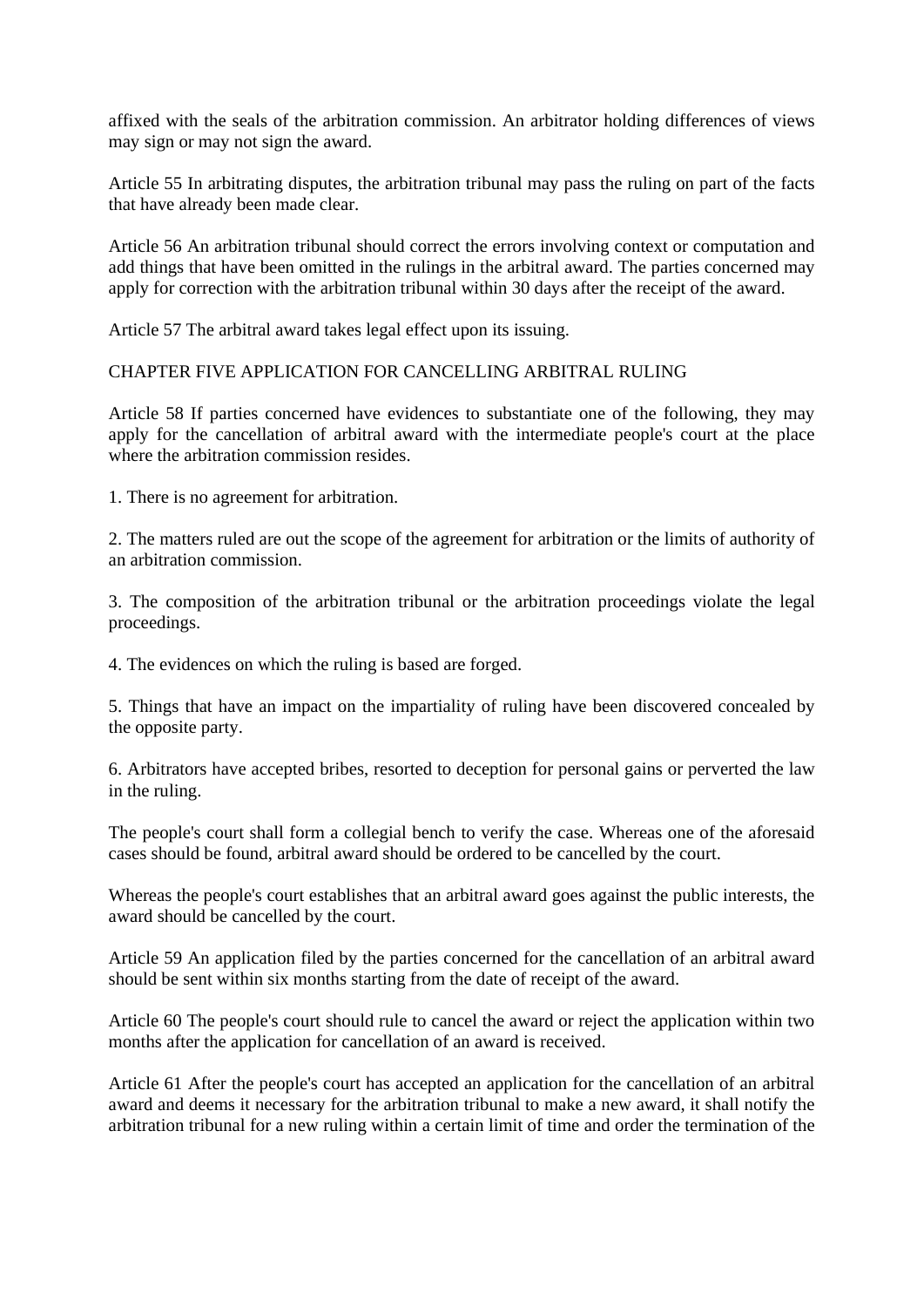affixed with the seals of the arbitration commission. An arbitrator holding differences of views may sign or may not sign the award.

Article 55 In arbitrating disputes, the arbitration tribunal may pass the ruling on part of the facts that have already been made clear.

Article 56 An arbitration tribunal should correct the errors involving context or computation and add things that have been omitted in the rulings in the arbitral award. The parties concerned may apply for correction with the arbitration tribunal within 30 days after the receipt of the award.

Article 57 The arbitral award takes legal effect upon its issuing.

## CHAPTER FIVE APPLICATION FOR CANCELLING ARBITRAL RULING

Article 58 If parties concerned have evidences to substantiate one of the following, they may apply for the cancellation of arbitral award with the intermediate people's court at the place where the arbitration commission resides.

1. There is no agreement for arbitration.

2. The matters ruled are out the scope of the agreement for arbitration or the limits of authority of an arbitration commission.

3. The composition of the arbitration tribunal or the arbitration proceedings violate the legal proceedings.

4. The evidences on which the ruling is based are forged.

5. Things that have an impact on the impartiality of ruling have been discovered concealed by the opposite party.

6. Arbitrators have accepted bribes, resorted to deception for personal gains or perverted the law in the ruling.

The people's court shall form a collegial bench to verify the case. Whereas one of the aforesaid cases should be found, arbitral award should be ordered to be cancelled by the court.

Whereas the people's court establishes that an arbitral award goes against the public interests, the award should be cancelled by the court.

Article 59 An application filed by the parties concerned for the cancellation of an arbitral award should be sent within six months starting from the date of receipt of the award.

Article 60 The people's court should rule to cancel the award or reject the application within two months after the application for cancellation of an award is received.

Article 61 After the people's court has accepted an application for the cancellation of an arbitral award and deems it necessary for the arbitration tribunal to make a new award, it shall notify the arbitration tribunal for a new ruling within a certain limit of time and order the termination of the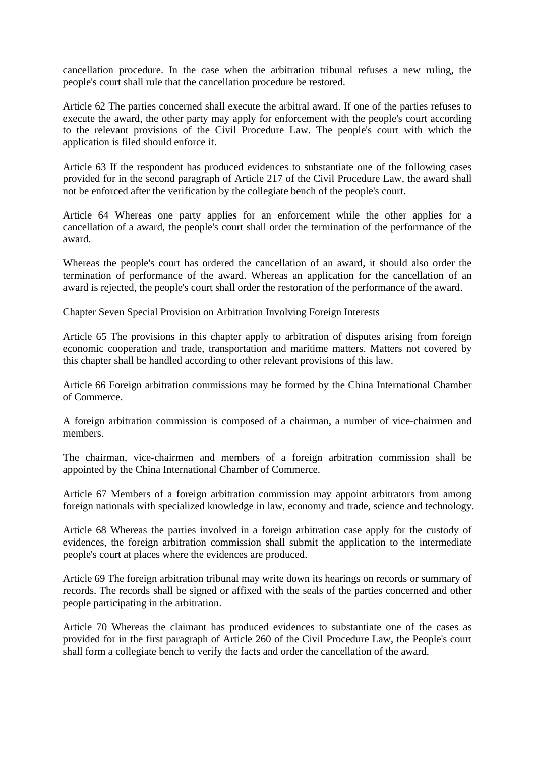cancellation procedure. In the case when the arbitration tribunal refuses a new ruling, the people's court shall rule that the cancellation procedure be restored.

Article 62 The parties concerned shall execute the arbitral award. If one of the parties refuses to execute the award, the other party may apply for enforcement with the people's court according to the relevant provisions of the Civil Procedure Law. The people's court with which the application is filed should enforce it.

Article 63 If the respondent has produced evidences to substantiate one of the following cases provided for in the second paragraph of Article 217 of the Civil Procedure Law, the award shall not be enforced after the verification by the collegiate bench of the people's court.

Article 64 Whereas one party applies for an enforcement while the other applies for a cancellation of a award, the people's court shall order the termination of the performance of the award.

Whereas the people's court has ordered the cancellation of an award, it should also order the termination of performance of the award. Whereas an application for the cancellation of an award is rejected, the people's court shall order the restoration of the performance of the award.

## Chapter Seven Special Provision on Arbitration Involving Foreign Interests

Article 65 The provisions in this chapter apply to arbitration of disputes arising from foreign economic cooperation and trade, transportation and maritime matters. Matters not covered by this chapter shall be handled according to other relevant provisions of this law.

Article 66 Foreign arbitration commissions may be formed by the China International Chamber of Commerce.

A foreign arbitration commission is composed of a chairman, a number of vice-chairmen and members.

The chairman, vice-chairmen and members of a foreign arbitration commission shall be appointed by the China International Chamber of Commerce.

Article 67 Members of a foreign arbitration commission may appoint arbitrators from among foreign nationals with specialized knowledge in law, economy and trade, science and technology.

Article 68 Whereas the parties involved in a foreign arbitration case apply for the custody of evidences, the foreign arbitration commission shall submit the application to the intermediate people's court at places where the evidences are produced.

Article 69 The foreign arbitration tribunal may write down its hearings on records or summary of records. The records shall be signed or affixed with the seals of the parties concerned and other people participating in the arbitration.

Article 70 Whereas the claimant has produced evidences to substantiate one of the cases as provided for in the first paragraph of Article 260 of the Civil Procedure Law, the People's court shall form a collegiate bench to verify the facts and order the cancellation of the award.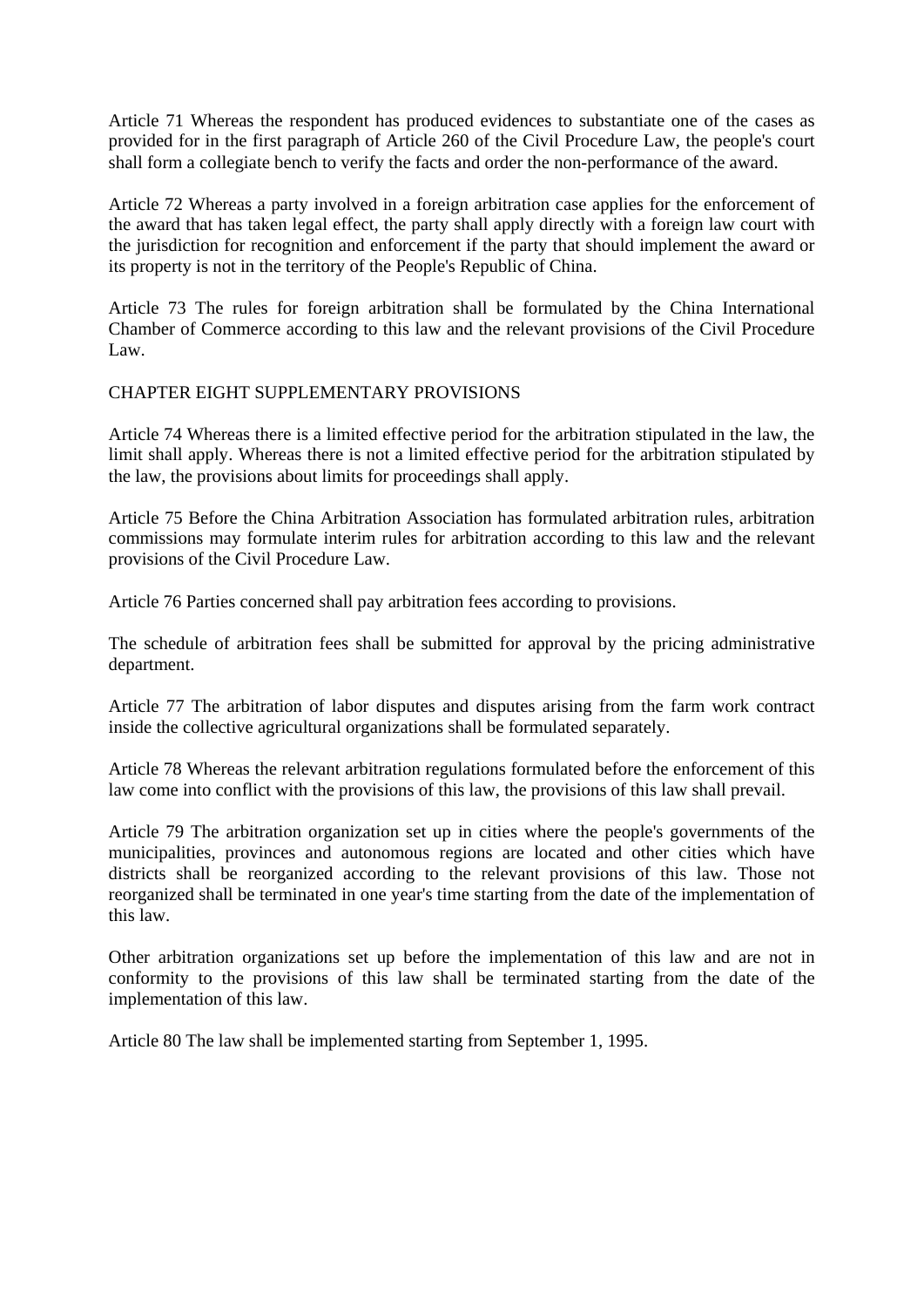Article 71 Whereas the respondent has produced evidences to substantiate one of the cases as provided for in the first paragraph of Article 260 of the Civil Procedure Law, the people's court shall form a collegiate bench to verify the facts and order the non-performance of the award.

Article 72 Whereas a party involved in a foreign arbitration case applies for the enforcement of the award that has taken legal effect, the party shall apply directly with a foreign law court with the jurisdiction for recognition and enforcement if the party that should implement the award or its property is not in the territory of the People's Republic of China.

Article 73 The rules for foreign arbitration shall be formulated by the China International Chamber of Commerce according to this law and the relevant provisions of the Civil Procedure Law.

## CHAPTER EIGHT SUPPLEMENTARY PROVISIONS

Article 74 Whereas there is a limited effective period for the arbitration stipulated in the law, the limit shall apply. Whereas there is not a limited effective period for the arbitration stipulated by the law, the provisions about limits for proceedings shall apply.

Article 75 Before the China Arbitration Association has formulated arbitration rules, arbitration commissions may formulate interim rules for arbitration according to this law and the relevant provisions of the Civil Procedure Law.

Article 76 Parties concerned shall pay arbitration fees according to provisions.

The schedule of arbitration fees shall be submitted for approval by the pricing administrative department.

Article 77 The arbitration of labor disputes and disputes arising from the farm work contract inside the collective agricultural organizations shall be formulated separately.

Article 78 Whereas the relevant arbitration regulations formulated before the enforcement of this law come into conflict with the provisions of this law, the provisions of this law shall prevail.

Article 79 The arbitration organization set up in cities where the people's governments of the municipalities, provinces and autonomous regions are located and other cities which have districts shall be reorganized according to the relevant provisions of this law. Those not reorganized shall be terminated in one year's time starting from the date of the implementation of this law.

Other arbitration organizations set up before the implementation of this law and are not in conformity to the provisions of this law shall be terminated starting from the date of the implementation of this law.

Article 80 The law shall be implemented starting from September 1, 1995.